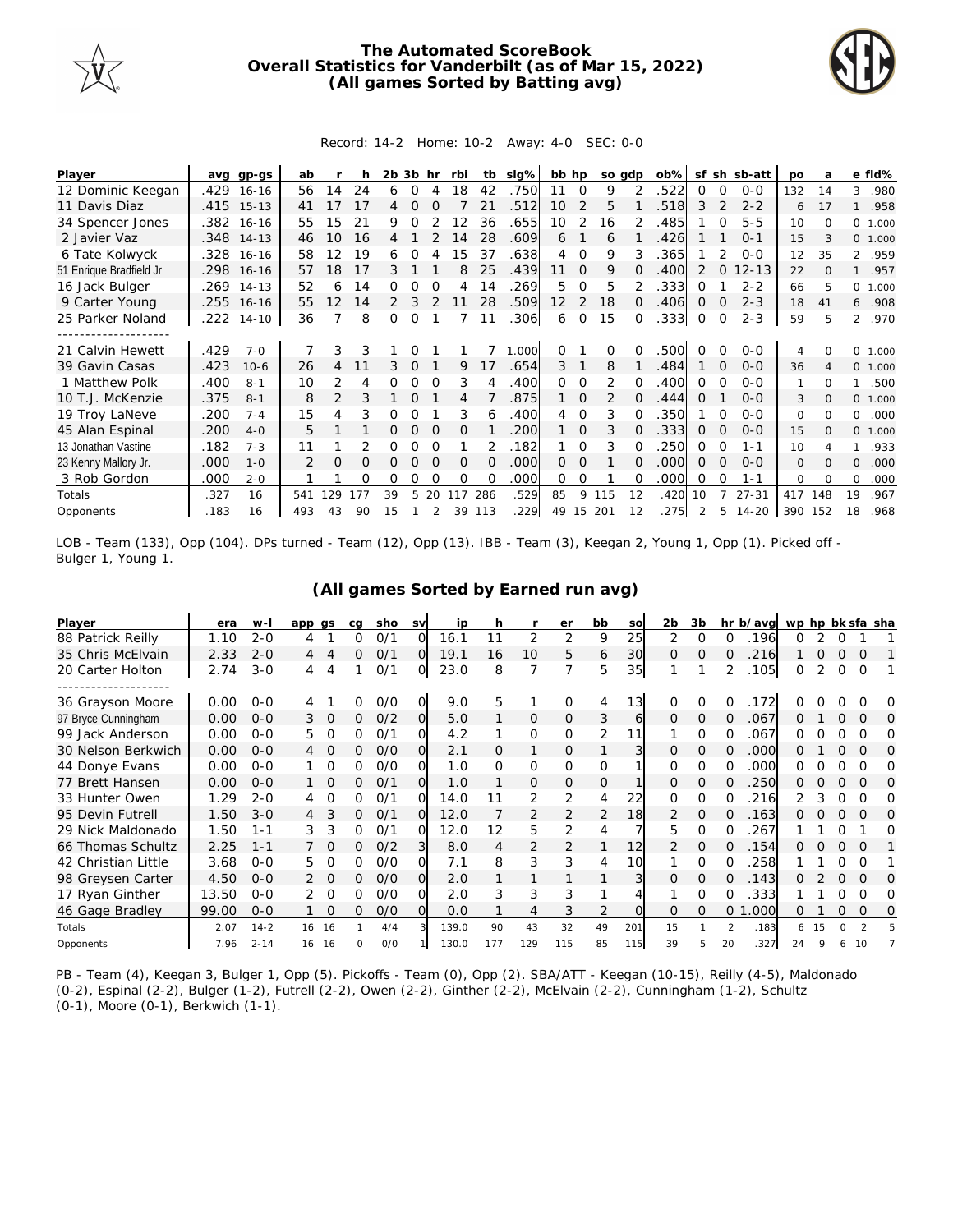# The Automated ScoreBook
## Overall Statistics for Vanderbilt (as of Mar 15, 2022)
### (All games Sorted by Batting avg)

Record: 14-2 Home: 10-2 Away: 4-0 SEC: 0-0

| Player | avg | gp-gs | ab | r | h | 2b | 3b | hr | rbi | tb | slg% | bb | hp | so | gdp | ob% | sf | sh | sb-att | po | a | e | fld% |
|---|---|---|---|---|---|---|---|---|---|---|---|---|---|---|---|---|---|---|---|---|---|---|---|
| 12 Dominic Keegan | .429 | 16-16 | 56 | 14 | 24 | 6 | 0 | 4 | 18 | 42 | .750 | 11 | 0 | 9 | 2 | .522 | 0 | 0 | 0-0 | 132 | 14 | 3 | .980 |
| 11 Davis Diaz | .415 | 15-13 | 41 | 17 | 17 | 4 | 0 | 0 | 7 | 21 | .512 | 10 | 2 | 5 | 1 | .518 | 3 | 2 | 2-2 | 6 | 17 | 1 | .958 |
| 34 Spencer Jones | .382 | 16-16 | 55 | 15 | 21 | 9 | 0 | 2 | 12 | 36 | .655 | 10 | 2 | 16 | 2 | .485 | 1 | 0 | 5-5 | 10 | 0 | 0 | 1.000 |
| 2 Javier Vaz | .348 | 14-13 | 46 | 10 | 16 | 4 | 1 | 2 | 14 | 28 | .609 | 6 | 1 | 6 | 1 | .426 | 1 | 1 | 0-1 | 15 | 3 | 0 | 1.000 |
| 6 Tate Kolwyck | .328 | 16-16 | 58 | 12 | 19 | 6 | 0 | 4 | 15 | 37 | .638 | 4 | 0 | 9 | 3 | .365 | 1 | 2 | 0-0 | 12 | 35 | 2 | .959 |
| 51 Enrique Bradfield Jr | .298 | 16-16 | 57 | 18 | 17 | 3 | 1 | 1 | 8 | 25 | .439 | 11 | 0 | 9 | 0 | .400 | 2 | 0 | 12-13 | 22 | 0 | 1 | .957 |
| 16 Jack Bulger | .269 | 14-13 | 52 | 6 | 14 | 0 | 0 | 0 | 4 | 14 | .269 | 5 | 0 | 5 | 2 | .333 | 0 | 1 | 2-2 | 66 | 5 | 0 | 1.000 |
| 9 Carter Young | .255 | 16-16 | 55 | 12 | 14 | 2 | 3 | 2 | 11 | 28 | .509 | 12 | 2 | 18 | 0 | .406 | 0 | 0 | 2-3 | 18 | 41 | 6 | .908 |
| 25 Parker Noland | .222 | 14-10 | 36 | 7 | 8 | 0 | 0 | 1 | 7 | 11 | .306 | 6 | 0 | 15 | 0 | .333 | 0 | 0 | 2-3 | 59 | 5 | 2 | .970 |
| 21 Calvin Hewett | .429 | 7-0 | 7 | 3 | 3 | 1 | 0 | 1 | 1 | 7 | 1.000 | 0 | 1 | 0 | 0 | .500 | 0 | 0 | 0-0 | 4 | 0 | 0 | 1.000 |
| 39 Gavin Casas | .423 | 10-6 | 26 | 4 | 11 | 3 | 0 | 1 | 9 | 17 | .654 | 3 | 1 | 8 | 1 | .484 | 1 | 0 | 0-0 | 36 | 4 | 0 | 1.000 |
| 1 Matthew Polk | .400 | 8-1 | 10 | 2 | 4 | 0 | 0 | 0 | 3 | 4 | .400 | 0 | 0 | 2 | 0 | .400 | 0 | 0 | 0-0 | 1 | 0 | 1 | .500 |
| 10 T.J. McKenzie | .375 | 8-1 | 8 | 2 | 3 | 1 | 0 | 1 | 4 | 7 | .875 | 1 | 0 | 2 | 0 | .444 | 0 | 1 | 0-0 | 3 | 0 | 0 | 1.000 |
| 19 Troy LaNeve | .200 | 7-4 | 15 | 4 | 3 | 0 | 0 | 1 | 3 | 6 | .400 | 4 | 0 | 3 | 0 | .350 | 1 | 0 | 0-0 | 0 | 0 | 0 | .000 |
| 45 Alan Espinal | .200 | 4-0 | 5 | 1 | 1 | 0 | 0 | 0 | 0 | 1 | .200 | 1 | 0 | 3 | 0 | .333 | 0 | 0 | 0-0 | 15 | 0 | 0 | 1.000 |
| 13 Jonathan Vastine | .182 | 7-3 | 11 | 1 | 2 | 0 | 0 | 0 | 1 | 2 | .182 | 1 | 0 | 3 | 0 | .250 | 0 | 0 | 1-1 | 10 | 4 | 1 | .933 |
| 23 Kenny Mallory Jr. | .000 | 1-0 | 2 | 0 | 0 | 0 | 0 | 0 | 0 | 0 | .000 | 0 | 0 | 1 | 0 | .000 | 0 | 0 | 0-0 | 0 | 0 | 0 | .000 |
| 3 Rob Gordon | .000 | 2-0 | 1 | 1 | 0 | 0 | 0 | 0 | 0 | 0 | .000 | 0 | 0 | 1 | 0 | .000 | 0 | 0 | 1-1 | 0 | 0 | 0 | .000 |
| Totals | .327 | 16 | 541 | 129 | 177 | 39 | 5 | 20 | 117 | 286 | .529 | 85 | 9 | 115 | 12 | .420 | 10 | 7 | 27-31 | 417 | 148 | 19 | .967 |
| Opponents | .183 | 16 | 493 | 43 | 90 | 15 | 1 | 2 | 39 | 113 | .229 | 49 | 15 | 201 | 12 | .275 | 2 | 5 | 14-20 | 390 | 152 | 18 | .968 |

LOB - Team (133), Opp (104). DPs turned - Team (12), Opp (13). IBB - Team (3), Keegan 2, Young 1, Opp (1). Picked off - Bulger 1, Young 1.

### (All games Sorted by Earned run avg)

| Player | era | w-l | app | gs | cg | sho | sv | ip | h | r | er | bb | so | 2b | 3b | hr | b/avg | wp | hp | bk | sfa | sha |
|---|---|---|---|---|---|---|---|---|---|---|---|---|---|---|---|---|---|---|---|---|---|---|
| 88 Patrick Reilly | 1.10 | 2-0 | 4 | 1 | 0 | 0/1 | 0 | 16.1 | 11 | 2 | 2 | 9 | 25 | 2 | 0 | 0 | .196 | 0 | 2 | 0 | 1 | 1 |
| 35 Chris McElvain | 2.33 | 2-0 | 4 | 4 | 0 | 0/1 | 0 | 19.1 | 16 | 10 | 5 | 6 | 30 | 0 | 0 | 0 | .216 | 1 | 0 | 0 | 0 | 1 |
| 20 Carter Holton | 2.74 | 3-0 | 4 | 4 | 1 | 0/1 | 0 | 23.0 | 8 | 7 | 7 | 5 | 35 | 1 | 1 | 2 | .105 | 0 | 2 | 0 | 0 | 1 |
| 36 Grayson Moore | 0.00 | 0-0 | 4 | 1 | 0 | 0/0 | 0 | 9.0 | 5 | 1 | 0 | 4 | 13 | 0 | 0 | 0 | .172 | 0 | 0 | 0 | 0 | 0 |
| 97 Bryce Cunningham | 0.00 | 0-0 | 3 | 0 | 0 | 0/2 | 0 | 5.0 | 1 | 0 | 0 | 3 | 6 | 0 | 0 | 0 | .067 | 0 | 1 | 0 | 0 | 0 |
| 99 Jack Anderson | 0.00 | 0-0 | 5 | 0 | 0 | 0/1 | 0 | 4.2 | 1 | 0 | 0 | 2 | 11 | 1 | 0 | 0 | .067 | 0 | 0 | 0 | 0 | 0 |
| 30 Nelson Berkwich | 0.00 | 0-0 | 4 | 0 | 0 | 0/0 | 0 | 2.1 | 0 | 1 | 0 | 1 | 3 | 0 | 0 | 0 | .000 | 0 | 1 | 0 | 0 | 0 |
| 44 Donye Evans | 0.00 | 0-0 | 1 | 0 | 0 | 0/0 | 0 | 1.0 | 0 | 0 | 0 | 0 | 1 | 0 | 0 | 0 | .000 | 0 | 0 | 0 | 0 | 0 |
| 77 Brett Hansen | 0.00 | 0-0 | 1 | 0 | 0 | 0/1 | 0 | 1.0 | 1 | 0 | 0 | 0 | 1 | 0 | 0 | 0 | .250 | 0 | 0 | 0 | 0 | 0 |
| 33 Hunter Owen | 1.29 | 2-0 | 4 | 0 | 0 | 0/1 | 0 | 14.0 | 11 | 2 | 2 | 4 | 22 | 0 | 0 | 0 | .216 | 2 | 3 | 0 | 0 | 0 |
| 95 Devin Futrell | 1.50 | 3-0 | 4 | 3 | 0 | 0/1 | 0 | 12.0 | 7 | 2 | 2 | 2 | 18 | 2 | 0 | 0 | .163 | 0 | 0 | 0 | 0 | 0 |
| 29 Nick Maldonado | 1.50 | 1-1 | 3 | 3 | 0 | 0/1 | 0 | 12.0 | 12 | 5 | 2 | 4 | 7 | 5 | 0 | 0 | .267 | 1 | 1 | 0 | 1 | 0 |
| 66 Thomas Schultz | 2.25 | 1-1 | 7 | 0 | 0 | 0/2 | 3 | 8.0 | 4 | 2 | 2 | 1 | 12 | 2 | 0 | 0 | .154 | 0 | 0 | 0 | 0 | 1 |
| 42 Christian Little | 3.68 | 0-0 | 5 | 0 | 0 | 0/0 | 0 | 7.1 | 8 | 3 | 3 | 4 | 10 | 1 | 0 | 0 | .258 | 1 | 1 | 0 | 0 | 1 |
| 98 Greysen Carter | 4.50 | 0-0 | 2 | 0 | 0 | 0/0 | 0 | 2.0 | 1 | 1 | 1 | 1 | 3 | 0 | 0 | 0 | .143 | 0 | 2 | 0 | 0 | 0 |
| 17 Ryan Ginther | 13.50 | 0-0 | 2 | 0 | 0 | 0/0 | 0 | 2.0 | 3 | 3 | 3 | 1 | 4 | 1 | 0 | 0 | .333 | 1 | 1 | 0 | 0 | 0 |
| 46 Gage Bradley | 99.00 | 0-0 | 1 | 0 | 0 | 0/0 | 0 | 0.0 | 1 | 4 | 3 | 2 | 0 | 0 | 0 | 0 | 1.000 | 0 | 1 | 0 | 0 | 0 |
| Totals | 2.07 | 14-2 | 16 | 16 | 1 | 4/4 | 3 | 139.0 | 90 | 43 | 32 | 49 | 201 | 15 | 1 | 2 | .183 | 6 | 15 | 0 | 2 | 5 |
| Opponents | 7.96 | 2-14 | 16 | 16 | 0 | 0/0 | 1 | 130.0 | 177 | 129 | 115 | 85 | 115 | 39 | 5 | 20 | .327 | 24 | 9 | 6 | 10 | 7 |

PB - Team (4), Keegan 3, Bulger 1, Opp (5). Pickoffs - Team (0), Opp (2). SBA/ATT - Keegan (10-15), Reilly (4-5), Maldonado (0-2), Espinal (2-2), Bulger (1-2), Futrell (2-2), Owen (2-2), Ginther (2-2), McElvain (2-2), Cunningham (1-2), Schultz (0-1), Moore (0-1), Berkwich (1-1).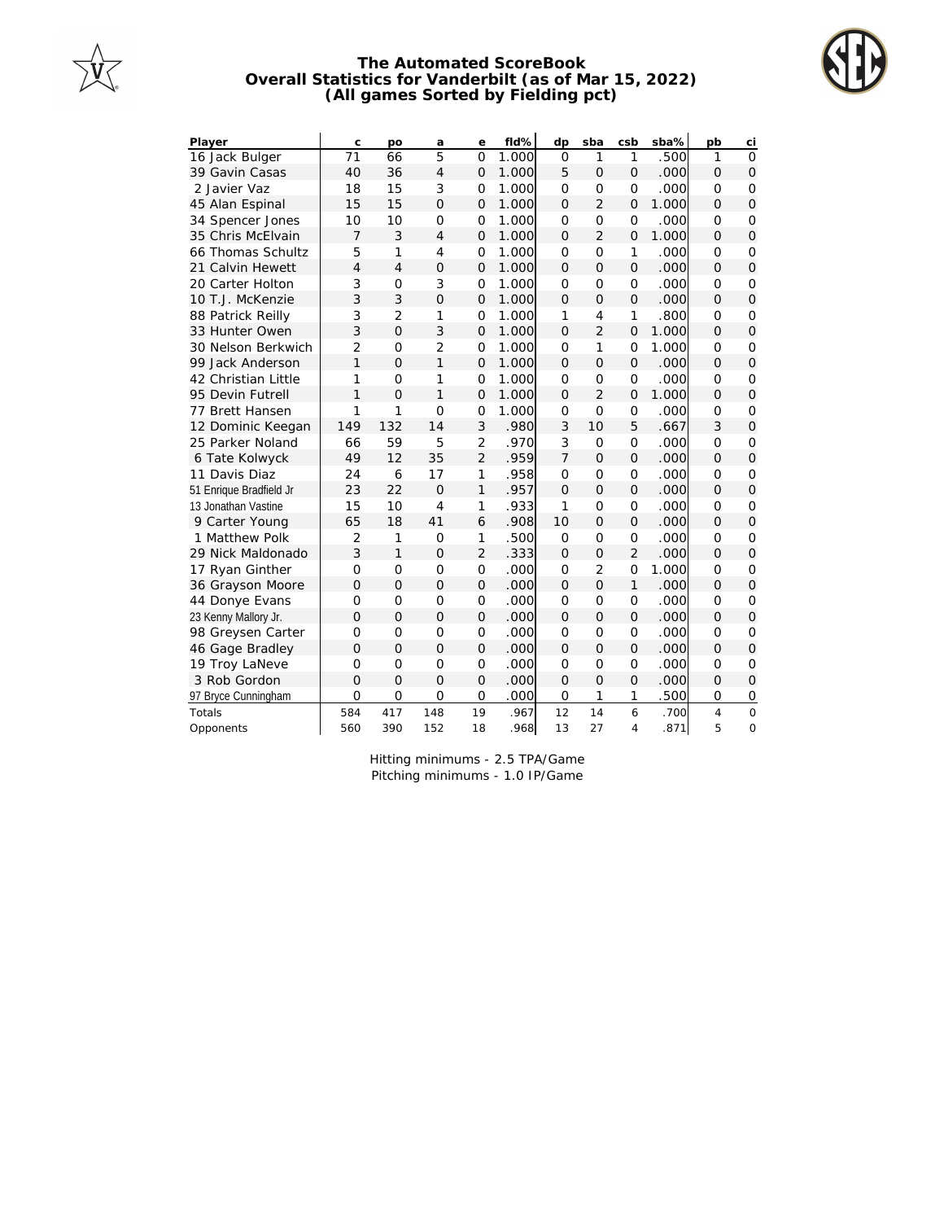# The Automated ScoreBook
## Overall Statistics for Vanderbilt (as of Mar 15, 2022)
### (All games Sorted by Fielding pct)

| Player | c | po | a | e | fld% | dp | sba | csb | sba% | pb | ci |
|---|---|---|---|---|---|---|---|---|---|---|---|
| 16 Jack Bulger | 71 | 66 | 5 | 0 | 1.000 | 0 | 1 | 1 | .500 | 1 | 0 |
| 39 Gavin Casas | 40 | 36 | 4 | 0 | 1.000 | 5 | 0 | 0 | .000 | 0 | 0 |
| 2 Javier Vaz | 18 | 15 | 3 | 0 | 1.000 | 0 | 0 | 0 | .000 | 0 | 0 |
| 45 Alan Espinal | 15 | 15 | 0 | 0 | 1.000 | 0 | 2 | 0 | 1.000 | 0 | 0 |
| 34 Spencer Jones | 10 | 10 | 0 | 0 | 1.000 | 0 | 0 | 0 | .000 | 0 | 0 |
| 35 Chris McElvain | 7 | 3 | 4 | 0 | 1.000 | 0 | 2 | 0 | 1.000 | 0 | 0 |
| 66 Thomas Schultz | 5 | 1 | 4 | 0 | 1.000 | 0 | 0 | 1 | .000 | 0 | 0 |
| 21 Calvin Hewett | 4 | 4 | 0 | 0 | 1.000 | 0 | 0 | 0 | .000 | 0 | 0 |
| 20 Carter Holton | 3 | 0 | 3 | 0 | 1.000 | 0 | 0 | 0 | .000 | 0 | 0 |
| 10 T.J. McKenzie | 3 | 3 | 0 | 0 | 1.000 | 0 | 0 | 0 | .000 | 0 | 0 |
| 88 Patrick Reilly | 3 | 2 | 1 | 0 | 1.000 | 1 | 4 | 1 | .800 | 0 | 0 |
| 33 Hunter Owen | 3 | 0 | 3 | 0 | 1.000 | 0 | 2 | 0 | 1.000 | 0 | 0 |
| 30 Nelson Berkwich | 2 | 0 | 2 | 0 | 1.000 | 0 | 1 | 0 | 1.000 | 0 | 0 |
| 99 Jack Anderson | 1 | 0 | 1 | 0 | 1.000 | 0 | 0 | 0 | .000 | 0 | 0 |
| 42 Christian Little | 1 | 0 | 1 | 0 | 1.000 | 0 | 0 | 0 | .000 | 0 | 0 |
| 95 Devin Futrell | 1 | 0 | 1 | 0 | 1.000 | 0 | 2 | 0 | 1.000 | 0 | 0 |
| 77 Brett Hansen | 1 | 1 | 0 | 0 | 1.000 | 0 | 0 | 0 | .000 | 0 | 0 |
| 12 Dominic Keegan | 149 | 132 | 14 | 3 | .980 | 3 | 10 | 5 | .667 | 3 | 0 |
| 25 Parker Noland | 66 | 59 | 5 | 2 | .970 | 3 | 0 | 0 | .000 | 0 | 0 |
| 6 Tate Kolwyck | 49 | 12 | 35 | 2 | .959 | 7 | 0 | 0 | .000 | 0 | 0 |
| 11 Davis Diaz | 24 | 6 | 17 | 1 | .958 | 0 | 0 | 0 | .000 | 0 | 0 |
| 51 Enrique Bradfield Jr | 23 | 22 | 0 | 1 | .957 | 0 | 0 | 0 | .000 | 0 | 0 |
| 13 Jonathan Vastine | 15 | 10 | 4 | 1 | .933 | 1 | 0 | 0 | .000 | 0 | 0 |
| 9 Carter Young | 65 | 18 | 41 | 6 | .908 | 10 | 0 | 0 | .000 | 0 | 0 |
| 1 Matthew Polk | 2 | 1 | 0 | 1 | .500 | 0 | 0 | 0 | .000 | 0 | 0 |
| 29 Nick Maldonado | 3 | 1 | 0 | 2 | .333 | 0 | 0 | 2 | .000 | 0 | 0 |
| 17 Ryan Ginther | 0 | 0 | 0 | 0 | .000 | 0 | 2 | 0 | 1.000 | 0 | 0 |
| 36 Grayson Moore | 0 | 0 | 0 | 0 | .000 | 0 | 0 | 1 | .000 | 0 | 0 |
| 44 Donye Evans | 0 | 0 | 0 | 0 | .000 | 0 | 0 | 0 | .000 | 0 | 0 |
| 23 Kenny Mallory Jr. | 0 | 0 | 0 | 0 | .000 | 0 | 0 | 0 | .000 | 0 | 0 |
| 98 Greysen Carter | 0 | 0 | 0 | 0 | .000 | 0 | 0 | 0 | .000 | 0 | 0 |
| 46 Gage Bradley | 0 | 0 | 0 | 0 | .000 | 0 | 0 | 0 | .000 | 0 | 0 |
| 19 Troy LaNeve | 0 | 0 | 0 | 0 | .000 | 0 | 0 | 0 | .000 | 0 | 0 |
| 3 Rob Gordon | 0 | 0 | 0 | 0 | .000 | 0 | 0 | 0 | .000 | 0 | 0 |
| 97 Bryce Cunningham | 0 | 0 | 0 | 0 | .000 | 0 | 1 | 1 | .500 | 0 | 0 |
| Totals | 584 | 417 | 148 | 19 | .967 | 12 | 14 | 6 | .700 | 4 | 0 |
| Opponents | 560 | 390 | 152 | 18 | .968 | 13 | 27 | 4 | .871 | 5 | 0 |

Hitting minimums - 2.5 TPA/Game
Pitching minimums - 1.0 IP/Game